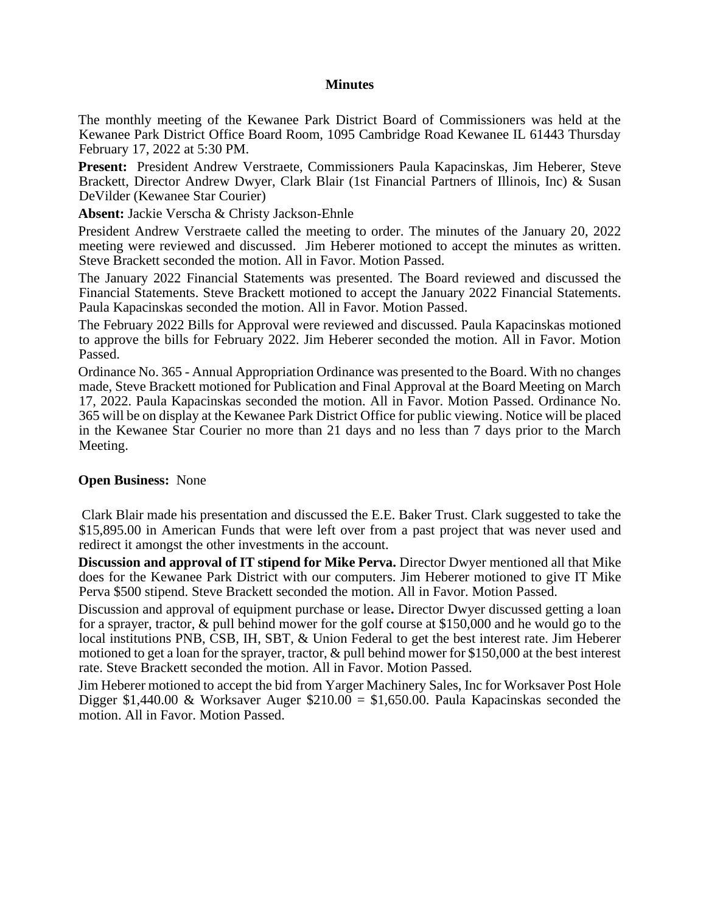# Minutes

The monthly meeting of the Kewanee Park District Board of Commissioners was held at the Kewanee Park District Office Board Room, 1095 Cambridge Road Kewanee IL 61443 Thursday February 17, 2022 at 5:30 PM.

**Present:** President Andrew Verstraete, Commissioners Paula Kapacinskas, Jim Heberer, Steve Brackett, Director Andrew Dwyer, Clark Blair (1st Financial Partners of Illinois, Inc) & Susan DeVilder (Kewanee Star Courier)

**Absent:** Jackie Verscha & Christy Jackson-Ehnle

President Andrew Verstraete called the meeting to order. The minutes of the January 20, 2022 meeting were reviewed and discussed. Jim Heberer motioned to accept the minutes as written. Steve Brackett seconded the motion. All in Favor. Motion Passed.

The January 2022 Financial Statements was presented. The Board reviewed and discussed the Financial Statements. Steve Brackett motioned to accept the January 2022 Financial Statements. Paula Kapacinskas seconded the motion. All in Favor. Motion Passed.

The February 2022 Bills for Approval were reviewed and discussed. Paula Kapacinskas motioned to approve the bills for February 2022. Jim Heberer seconded the motion. All in Favor. Motion Passed.

Ordinance No. 365 - Annual Appropriation Ordinance was presented to the Board. With no changes made, Steve Brackett motioned for Publication and Final Approval at the Board Meeting on March 17, 2022. Paula Kapacinskas seconded the motion. All in Favor. Motion Passed. Ordinance No. 365 will be on display at the Kewanee Park District Office for public viewing. Notice will be placed in the Kewanee Star Courier no more than 21 days and no less than 7 days prior to the March Meeting.

**Open Business:** None

Clark Blair made his presentation and discussed the E.E. Baker Trust. Clark suggested to take the $15,895.00 in American Funds that were left over from a past project that was never used and redirect it amongst the other investments in the account.

**Discussion and approval of IT stipend for Mike Perva.** Director Dwyer mentioned all that Mike does for the Kewanee Park District with our computers. Jim Heberer motioned to give IT Mike Perva $500 stipend. Steve Brackett seconded the motion. All in Favor. Motion Passed.

Discussion and approval of equipment purchase or lease**.** Director Dwyer discussed getting a loan for a sprayer, tractor, & pull behind mower for the golf course at $150,000 and he would go to the local institutions PNB, CSB, IH, SBT, & Union Federal to get the best interest rate. Jim Heberer motioned to get a loan for the sprayer, tractor, & pull behind mower for $150,000 at the best interest rate. Steve Brackett seconded the motion. All in Favor. Motion Passed.

Jim Heberer motioned to accept the bid from Yarger Machinery Sales, Inc for Worksaver Post Hole Digger $1,440.00 & Worksaver Auger $210.00 = $1,650.00. Paula Kapacinskas seconded the motion. All in Favor. Motion Passed.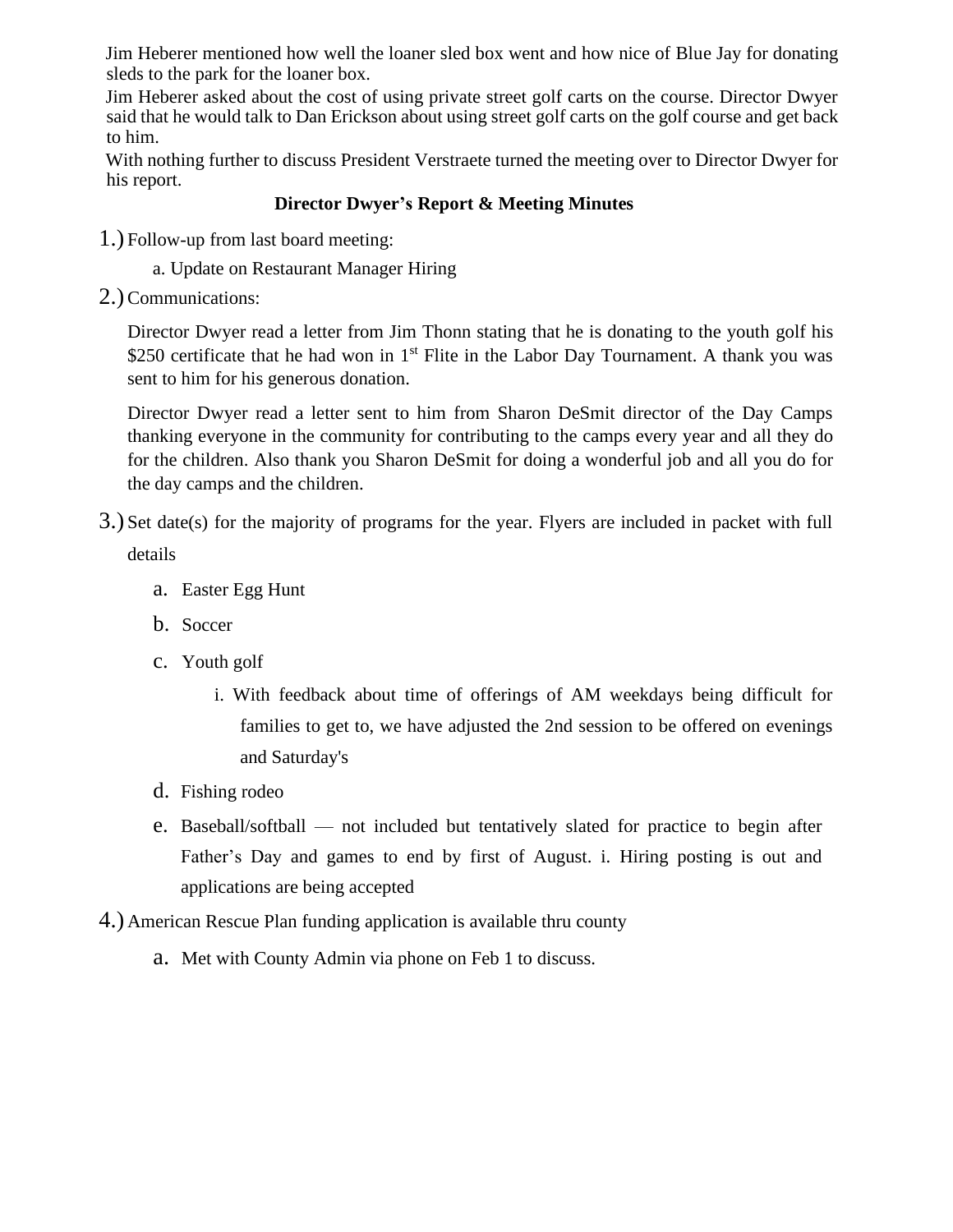Jim Heberer mentioned how well the loaner sled box went and how nice of Blue Jay for donating sleds to the park for the loaner box.

Jim Heberer asked about the cost of using private street golf carts on the course. Director Dwyer said that he would talk to Dan Erickson about using street golf carts on the golf course and get back to him.

With nothing further to discuss President Verstraete turned the meeting over to Director Dwyer for his report.

**Director Dwyer's Report & Meeting Minutes**

1.) Follow-up from last board meeting:

   a. Update on Restaurant Manager Hiring

2.) Communications:

   Director Dwyer read a letter from Jim Thonn stating that he is donating to the youth golf his $250 certificate that he had won in 1st Flite in the Labor Day Tournament. A thank you was sent to him for his generous donation.

   Director Dwyer read a letter sent to him from Sharon DeSmit director of the Day Camps thanking everyone in the community for contributing to the camps every year and all they do for the children. Also thank you Sharon DeSmit for doing a wonderful job and all you do for the day camps and the children.

3.) Set date(s) for the majority of programs for the year. Flyers are included in packet with full details

   a. Easter Egg Hunt

   b. Soccer

   c. Youth golf

      i. With feedback about time of offerings of AM weekdays being difficult for families to get to, we have adjusted the 2nd session to be offered on evenings and Saturday's

   d. Fishing rodeo

   e. Baseball/softball — not included but tentatively slated for practice to begin after Father's Day and games to end by first of August. i. Hiring posting is out and applications are being accepted

4.) American Rescue Plan funding application is available thru county

   a. Met with County Admin via phone on Feb 1 to discuss.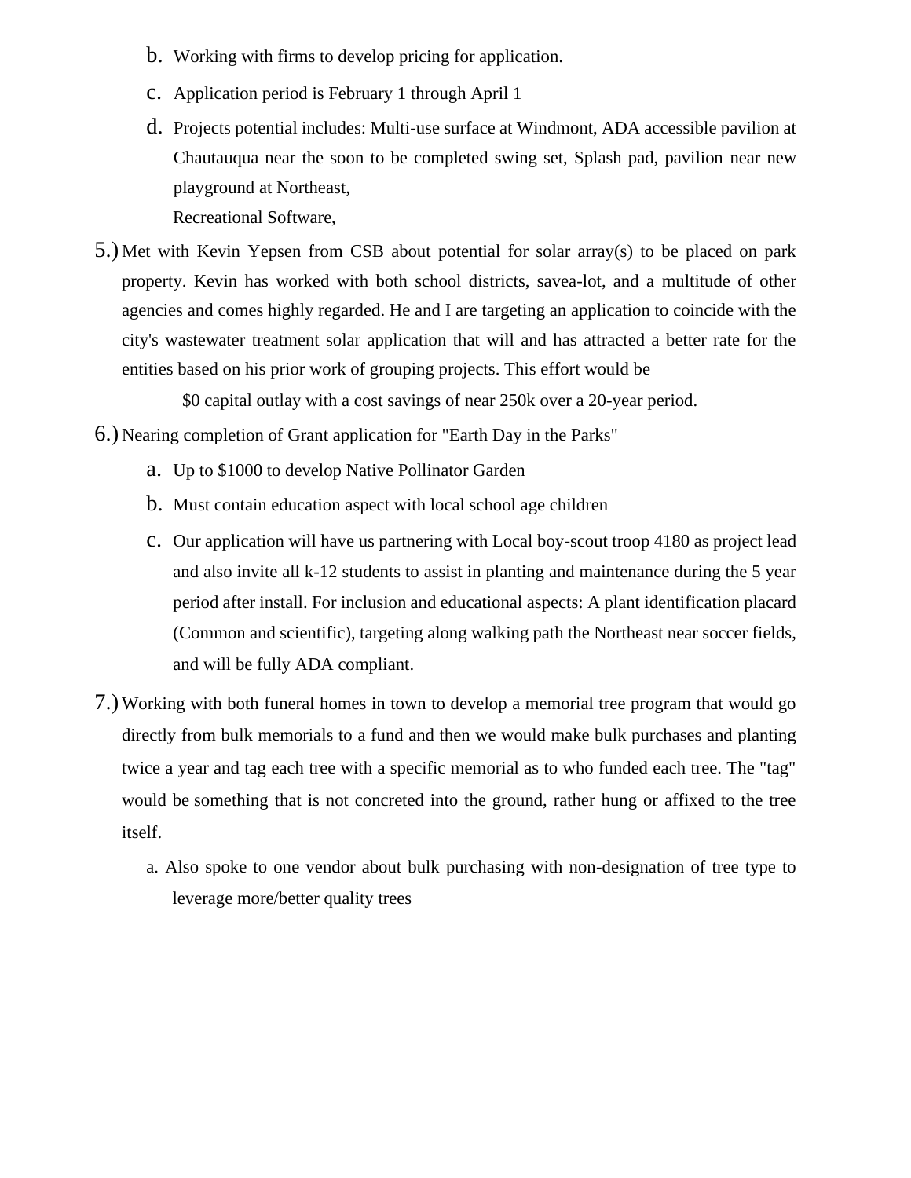b. Working with firms to develop pricing for application.
   c. Application period is February 1 through April 1
   d. Projects potential includes: Multi-use surface at Windmont, ADA accessible pavilion at Chautauqua near the soon to be completed swing set, Splash pad, pavilion near new playground at Northeast,
      Recreational Software,

5.) Met with Kevin Yepsen from CSB about potential for solar array(s) to be placed on park property. Kevin has worked with both school districts, savea-lot, and a multitude of other agencies and comes highly regarded. He and I are targeting an application to coincide with the city's wastewater treatment solar application that will and has attracted a better rate for the entities based on his prior work of grouping projects. This effort would be

    $0 capital outlay with a cost savings of near 250k over a 20-year period.

6.) Nearing completion of Grant application for "Earth Day in the Parks"
   a. Up to $1000 to develop Native Pollinator Garden
   b. Must contain education aspect with local school age children
   c. Our application will have us partnering with Local boy-scout troop 4180 as project lead and also invite all k-12 students to assist in planting and maintenance during the 5 year period after install. For inclusion and educational aspects: A plant identification placard (Common and scientific), targeting along walking path the Northeast near soccer fields, and will be fully ADA compliant.

7.) Working with both funeral homes in town to develop a memorial tree program that would go directly from bulk memorials to a fund and then we would make bulk purchases and planting twice a year and tag each tree with a specific memorial as to who funded each tree. The "tag" would be something that is not concreted into the ground, rather hung or affixed to the tree itself.
   a. Also spoke to one vendor about bulk purchasing with non-designation of tree type to leverage more/better quality trees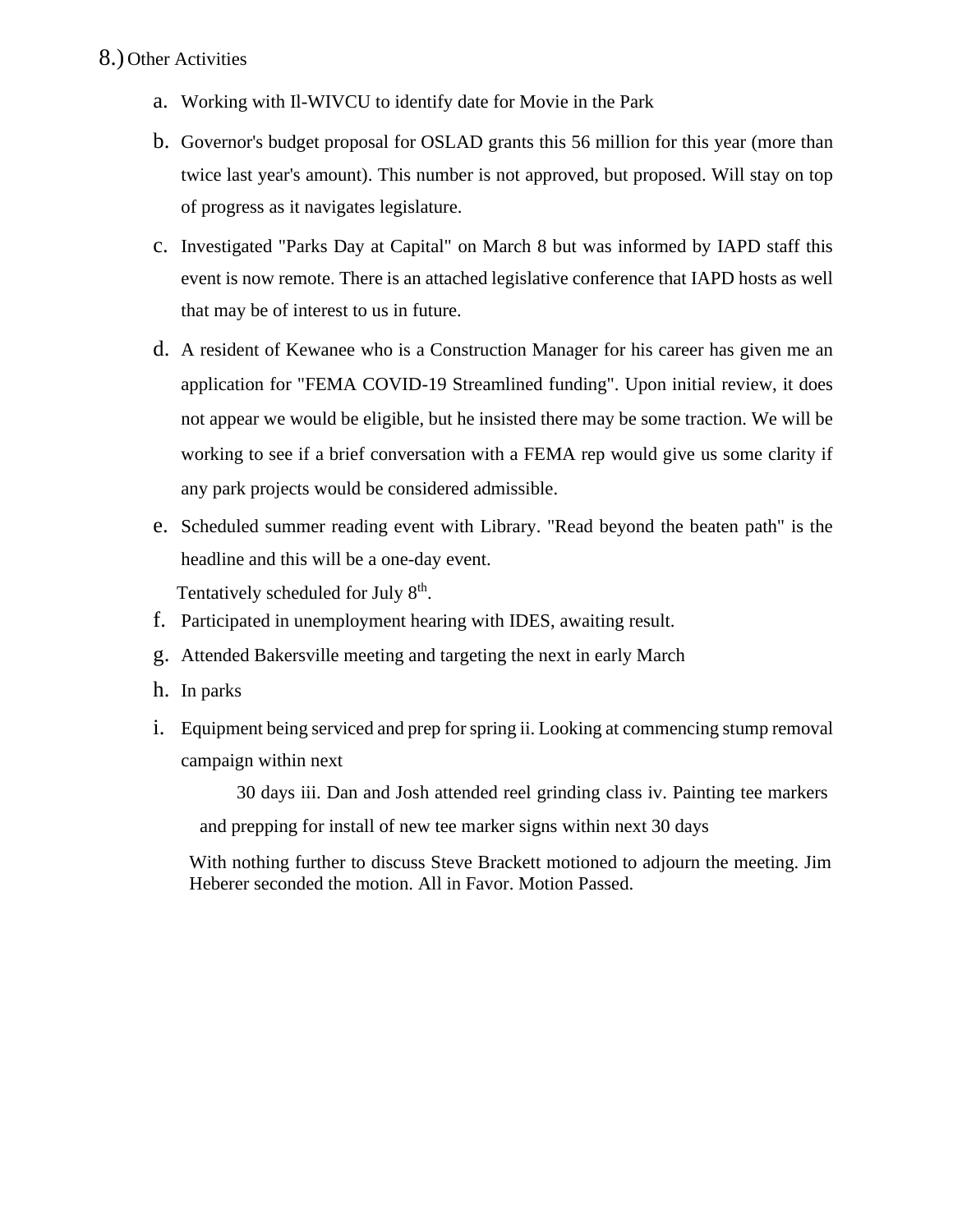8.) Other Activities

a. Working with Il-WIVCU to identify date for Movie in the Park

b. Governor's budget proposal for OSLAD grants this 56 million for this year (more than twice last year's amount). This number is not approved, but proposed. Will stay on top of progress as it navigates legislature.

c. Investigated "Parks Day at Capital" on March 8 but was informed by IAPD staff this event is now remote. There is an attached legislative conference that IAPD hosts as well that may be of interest to us in future.

d. A resident of Kewanee who is a Construction Manager for his career has given me an application for "FEMA COVID-19 Streamlined funding". Upon initial review, it does not appear we would be eligible, but he insisted there may be some traction. We will be working to see if a brief conversation with a FEMA rep would give us some clarity if any park projects would be considered admissible.

e. Scheduled summer reading event with Library. "Read beyond the beaten path" is the headline and this will be a one-day event.

Tentatively scheduled for July 8th.

f. Participated in unemployment hearing with IDES, awaiting result.

g. Attended Bakersville meeting and targeting the next in early March

h. In parks

i. Equipment being serviced and prep for spring ii. Looking at commencing stump removal campaign within next

30 days iii. Dan and Josh attended reel grinding class iv. Painting tee markers and prepping for install of new tee marker signs within next 30 days

With nothing further to discuss Steve Brackett motioned to adjourn the meeting. Jim Heberer seconded the motion. All in Favor. Motion Passed.